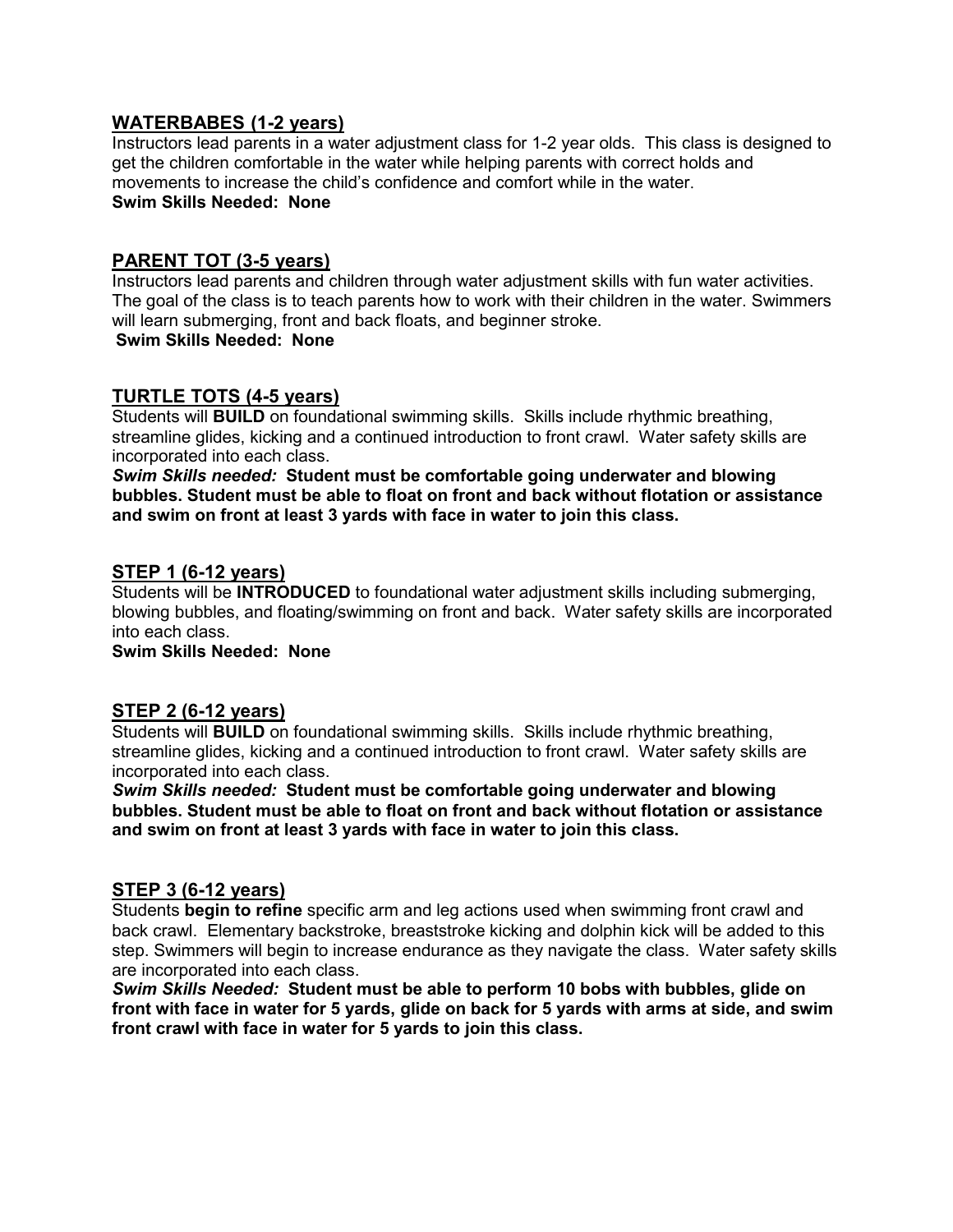## WATERBABES (1-2 years)

Instructors lead parents in a water adjustment class for 1-2 year olds. This class is designed to get the children comfortable in the water while helping parents with correct holds and movements to increase the child's confidence and comfort while in the water.

**Swim Skills Needed: None**

## PARENT TOT (3-5 years)

Instructors lead parents and children through water adjustment skills with fun water activities. The goal of the class is to teach parents how to work with their children in the water. Swimmers will learn submerging, front and back floats, and beginner stroke.

**Swim Skills Needed: None**

## TURTLE TOTS (4-5 years)

Students will **BUILD** on foundational swimming skills. Skills include rhythmic breathing, streamline glides, kicking and a continued introduction to front crawl. Water safety skills are incorporated into each class.

***Swim Skills needed:*** **Student must be comfortable going underwater and blowing bubbles. Student must be able to float on front and back without flotation or assistance and swim on front at least 3 yards with face in water to join this class.**

## STEP 1 (6-12 years)

Students will be **INTRODUCED** to foundational water adjustment skills including submerging, blowing bubbles, and floating/swimming on front and back. Water safety skills are incorporated into each class.

**Swim Skills Needed: None**

## STEP 2 (6-12 years)

Students will **BUILD** on foundational swimming skills. Skills include rhythmic breathing, streamline glides, kicking and a continued introduction to front crawl. Water safety skills are incorporated into each class.

***Swim Skills needed:*** **Student must be comfortable going underwater and blowing bubbles. Student must be able to float on front and back without flotation or assistance and swim on front at least 3 yards with face in water to join this class.**

## STEP 3 (6-12 years)

Students **begin to refine** specific arm and leg actions used when swimming front crawl and back crawl. Elementary backstroke, breaststroke kicking and dolphin kick will be added to this step. Swimmers will begin to increase endurance as they navigate the class. Water safety skills are incorporated into each class.

***Swim Skills Needed:*** **Student must be able to perform 10 bobs with bubbles, glide on front with face in water for 5 yards, glide on back for 5 yards with arms at side, and swim front crawl with face in water for 5 yards to join this class.**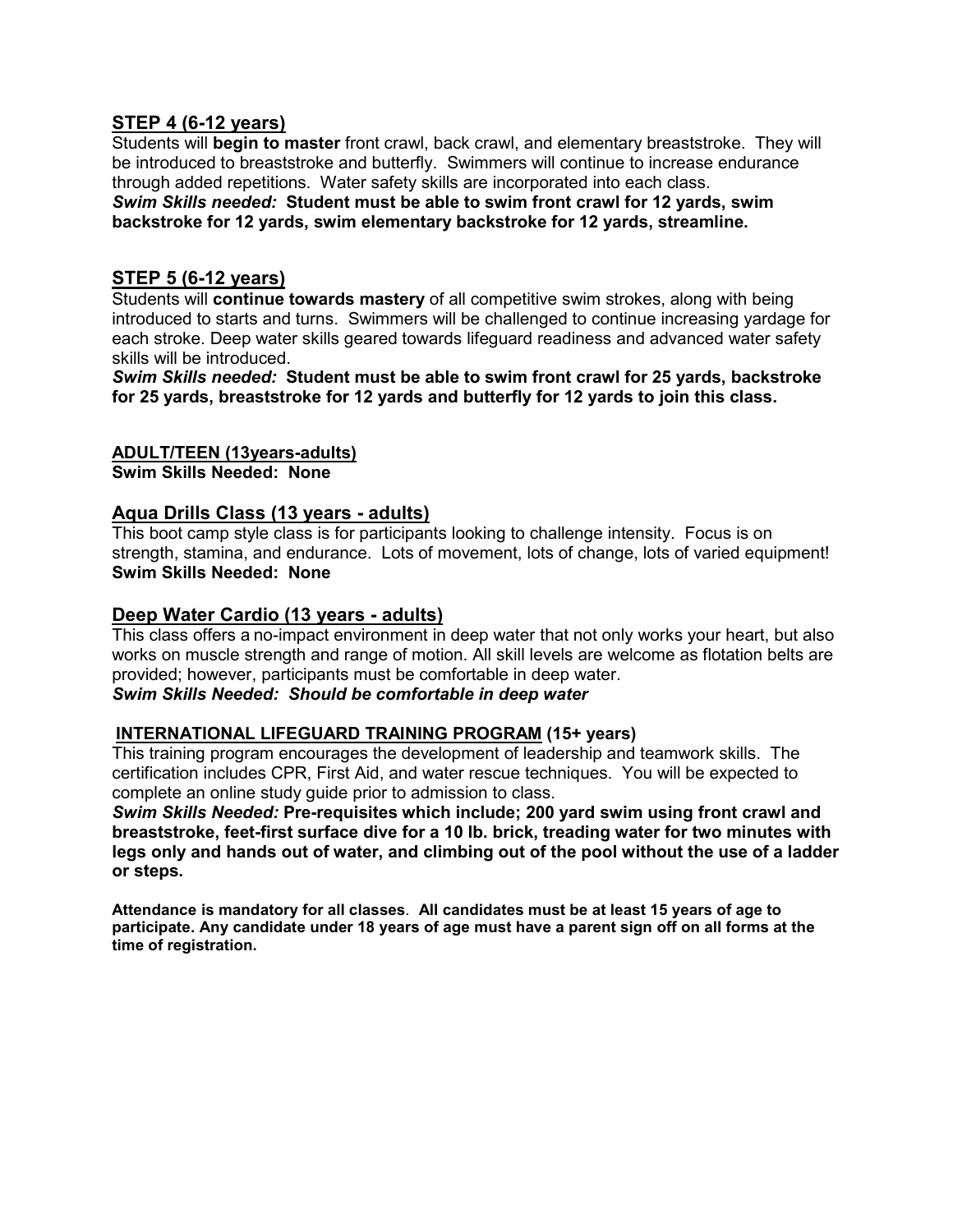## STEP 4 (6-12 years)

Students will **begin to master** front crawl, back crawl, and elementary breaststroke. They will be introduced to breaststroke and butterfly. Swimmers will continue to increase endurance through added repetitions. Water safety skills are incorporated into each class.
***Swim Skills needed:*** **Student must be able to swim front crawl for 12 yards, swim backstroke for 12 yards, swim elementary backstroke for 12 yards, streamline.**

## STEP 5 (6-12 years)

Students will **continue towards mastery** of all competitive swim strokes, along with being introduced to starts and turns. Swimmers will be challenged to continue increasing yardage for each stroke. Deep water skills geared towards lifeguard readiness and advanced water safety skills will be introduced.
***Swim Skills needed:*** **Student must be able to swim front crawl for 25 yards, backstroke for 25 yards, breaststroke for 12 yards and butterfly for 12 yards to join this class.**

### ADULT/TEEN (13years-adults)

**Swim Skills Needed: None**

## Aqua Drills Class (13 years - adults)

This boot camp style class is for participants looking to challenge intensity. Focus is on strength, stamina, and endurance. Lots of movement, lots of change, lots of varied equipment!
**Swim Skills Needed: None**

## Deep Water Cardio (13 years - adults)

This class offers a no-impact environment in deep water that not only works your heart, but also works on muscle strength and range of motion. All skill levels are welcome as flotation belts are provided; however, participants must be comfortable in deep water.
***Swim Skills Needed: Should be comfortable in deep water***

### INTERNATIONAL LIFEGUARD TRAINING PROGRAM (15+ years)

This training program encourages the development of leadership and teamwork skills. The certification includes CPR, First Aid, and water rescue techniques. You will be expected to complete an online study guide prior to admission to class.
***Swim Skills Needed:*** **Pre-requisites which include; 200 yard swim using front crawl and breaststroke, feet-first surface dive for a 10 lb. brick, treading water for two minutes with legs only and hands out of water, and climbing out of the pool without the use of a ladder or steps.**

**Attendance is mandatory for all classes. All candidates must be at least 15 years of age to participate. Any candidate under 18 years of age must have a parent sign off on all forms at the time of registration.**